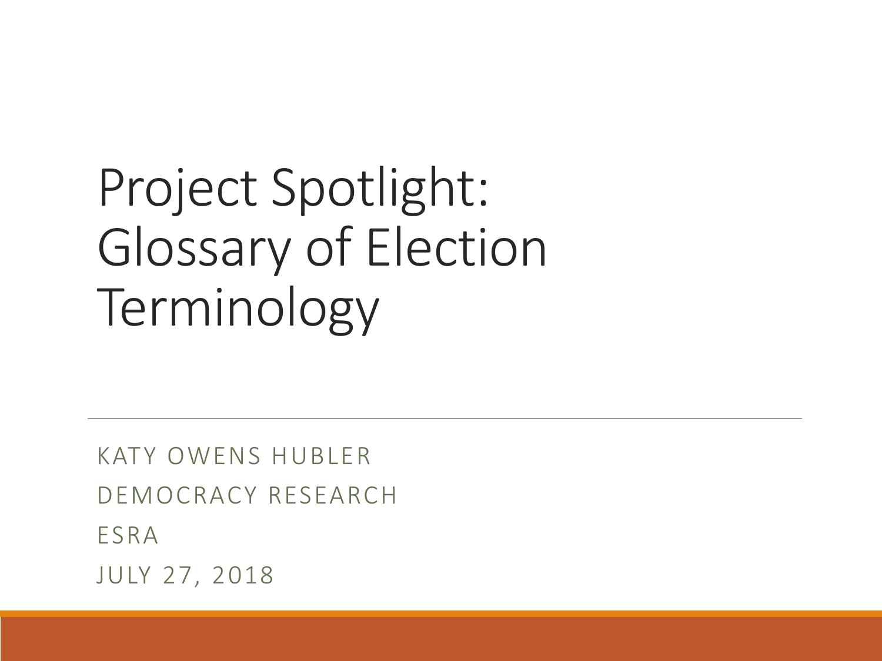# Project Spotlight: Glossary of Election Terminology

KATY OWENS HUBLER

DEMOCRACY RESEARCH

ESRA

JULY 27, 2018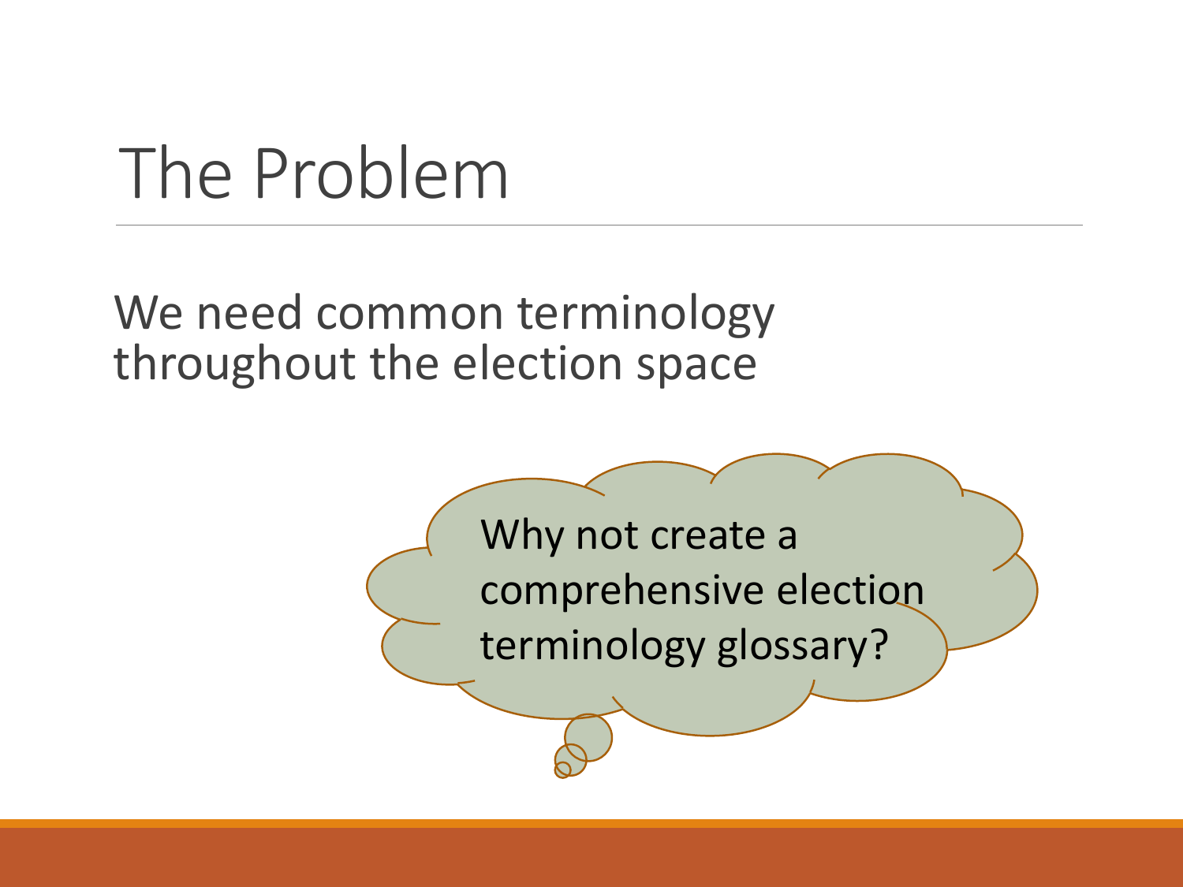# The Problem

We need common terminology throughout the election space

Why not create a comprehensive election terminology glossary?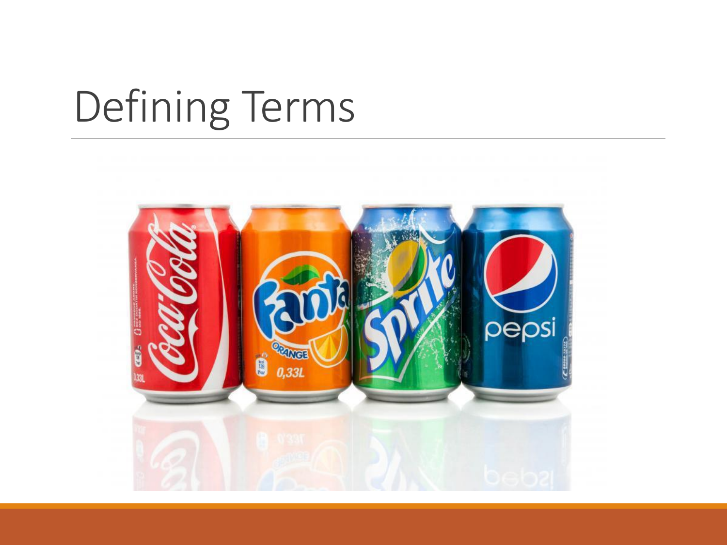# Defining Terms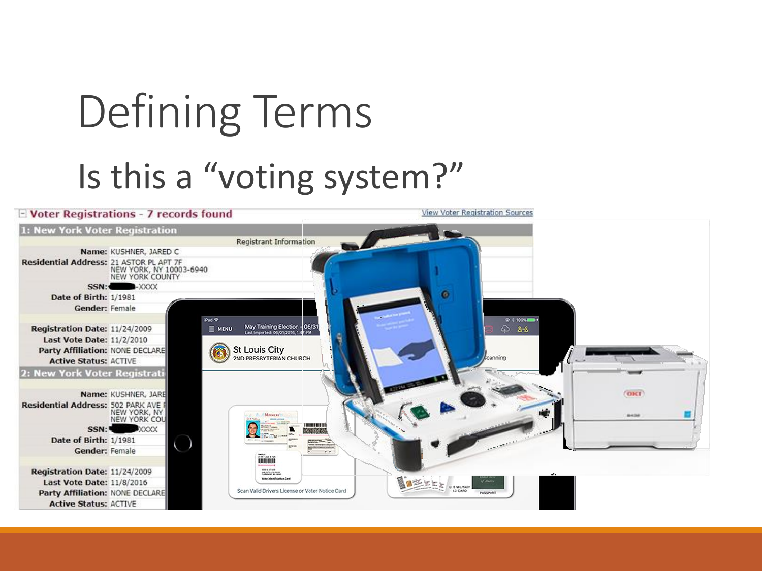# Defining Terms

## Is this a "voting system?"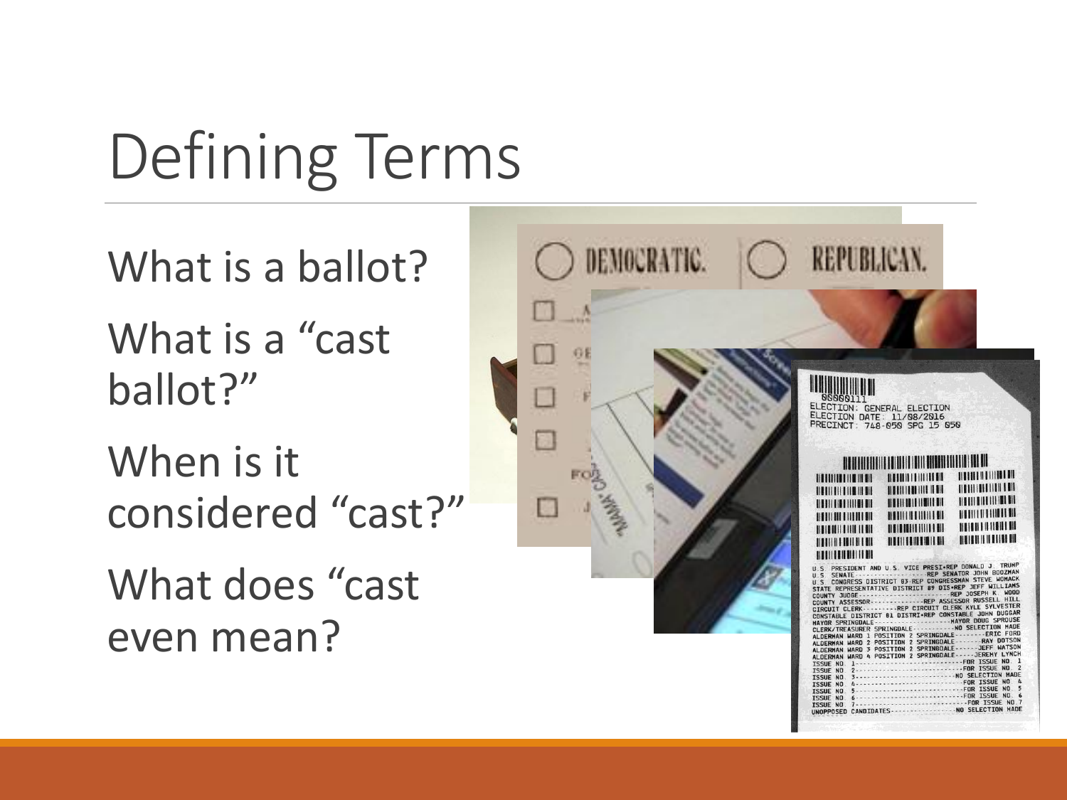# Defining Terms

What is a ballot?

What is a "cast ballot?"

When is it considered "cast?"

What does "cast even mean?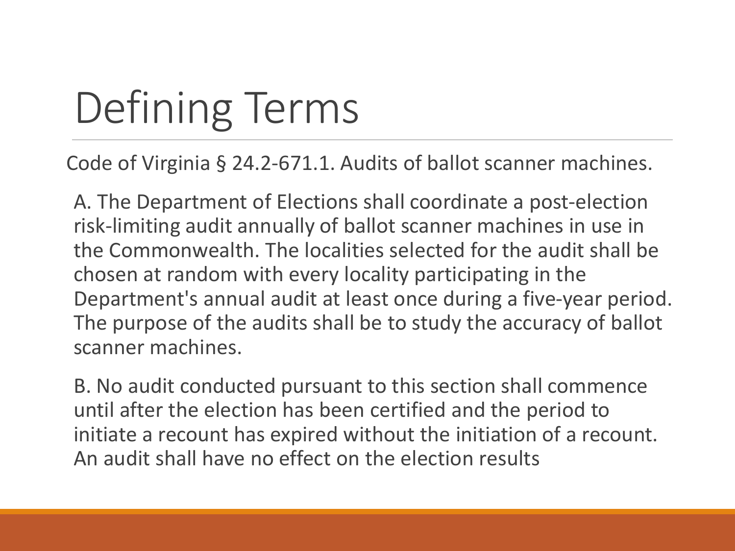# Defining Terms

Code of Virginia § 24.2-671.1. Audits of ballot scanner machines.

A. The Department of Elections shall coordinate a post-election risk-limiting audit annually of ballot scanner machines in use in the Commonwealth. The localities selected for the audit shall be chosen at random with every locality participating in the Department's annual audit at least once during a five-year period. The purpose of the audits shall be to study the accuracy of ballot scanner machines.

B. No audit conducted pursuant to this section shall commence until after the election has been certified and the period to initiate a recount has expired without the initiation of a recount. An audit shall have no effect on the election results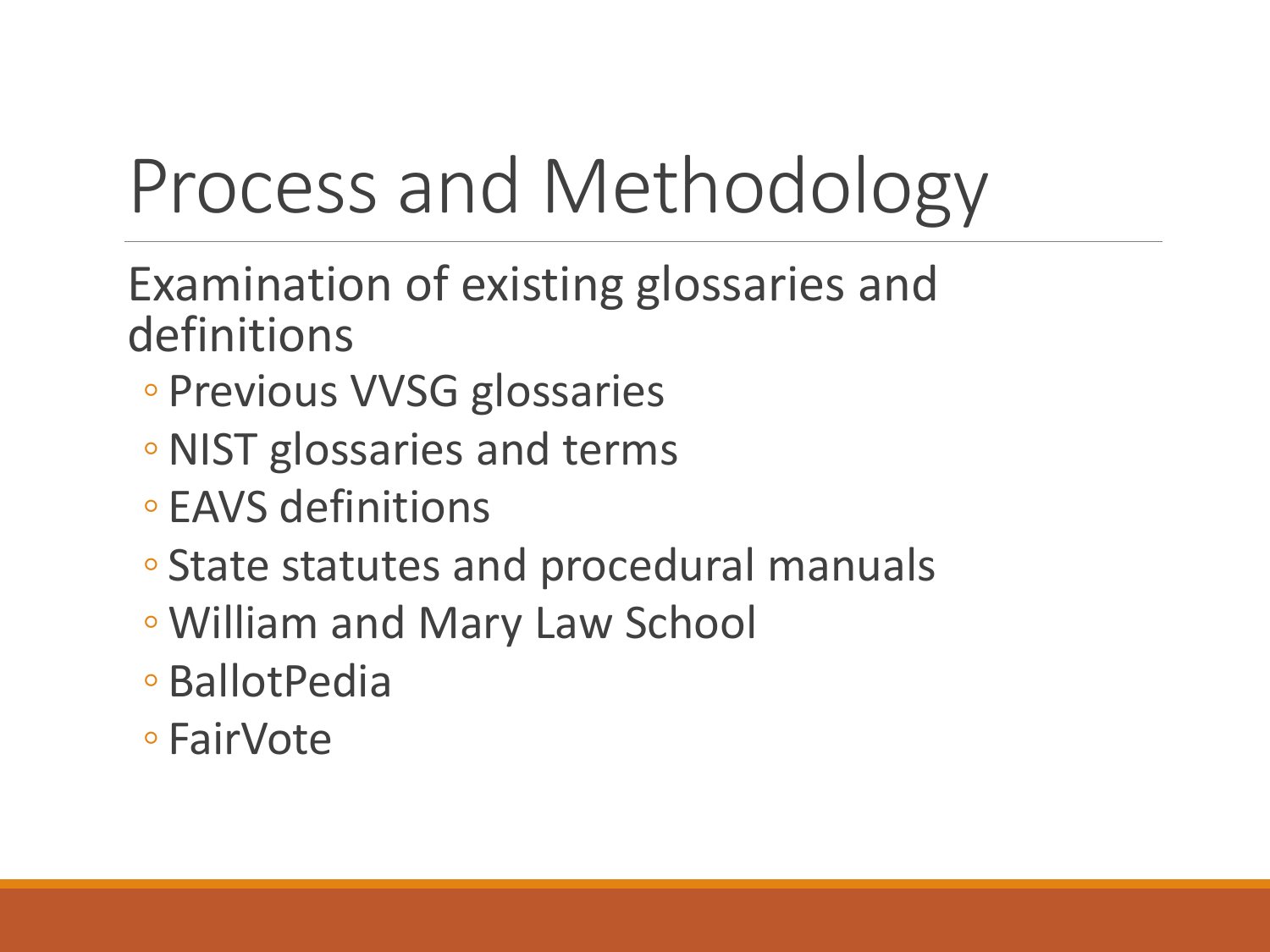# Process and Methodology

Examination of existing glossaries and definitions

- Previous VVSG glossaries
- NIST glossaries and terms
- EAVS definitions
- State statutes and procedural manuals
- William and Mary Law School
- BallotPedia
- FairVote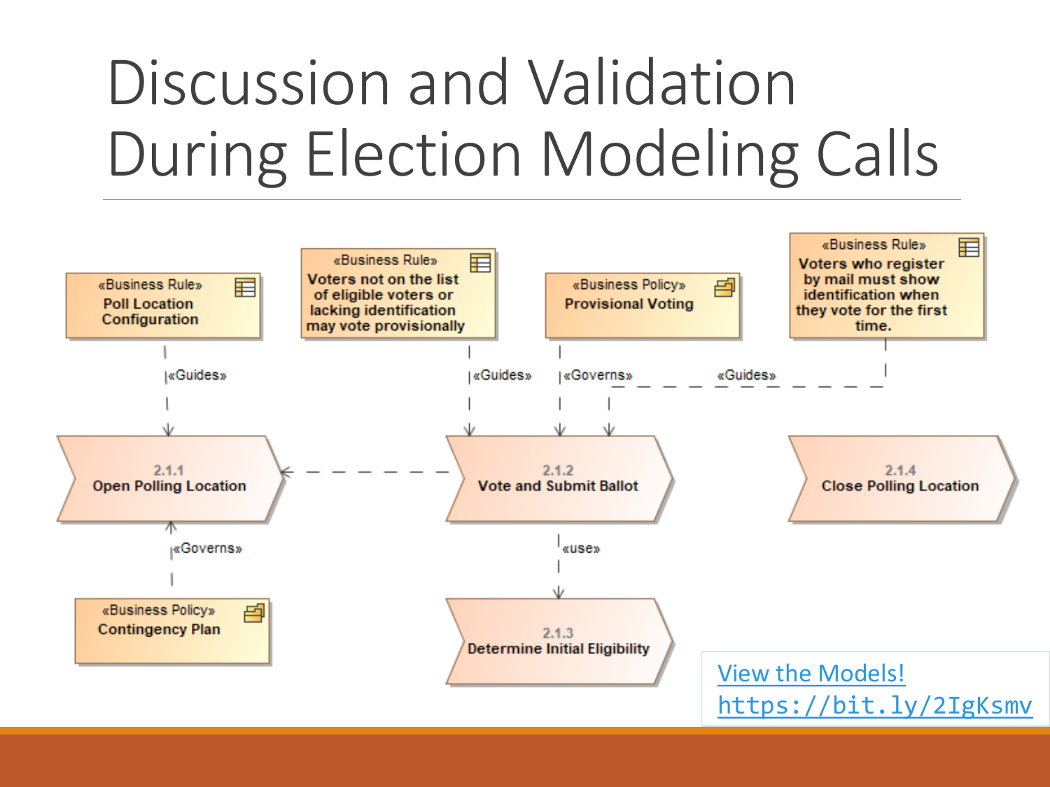# Discussion and Validation During Election Modeling Calls

«Business Rule» Poll Location Configuration

«Business Rule» Voters not on the list of eligible voters or lacking identification may vote provisionally

«Business Policy» Provisional Voting

«Business Rule» Voters who register by mail must show identification when they vote for the first time.

«Guides» «Guides» «Governs» «Guides»

2.1.1 Open Polling Location

2.1.2 Vote and Submit Ballot

2.1.4 Close Polling Location

«Governs»

«use»

«Business Policy» Contingency Plan

2.1.3 Determine Initial Eligibility

[View the Models!](https://bit.ly/2IgKsmv)
https://bit.ly/2IgKsmv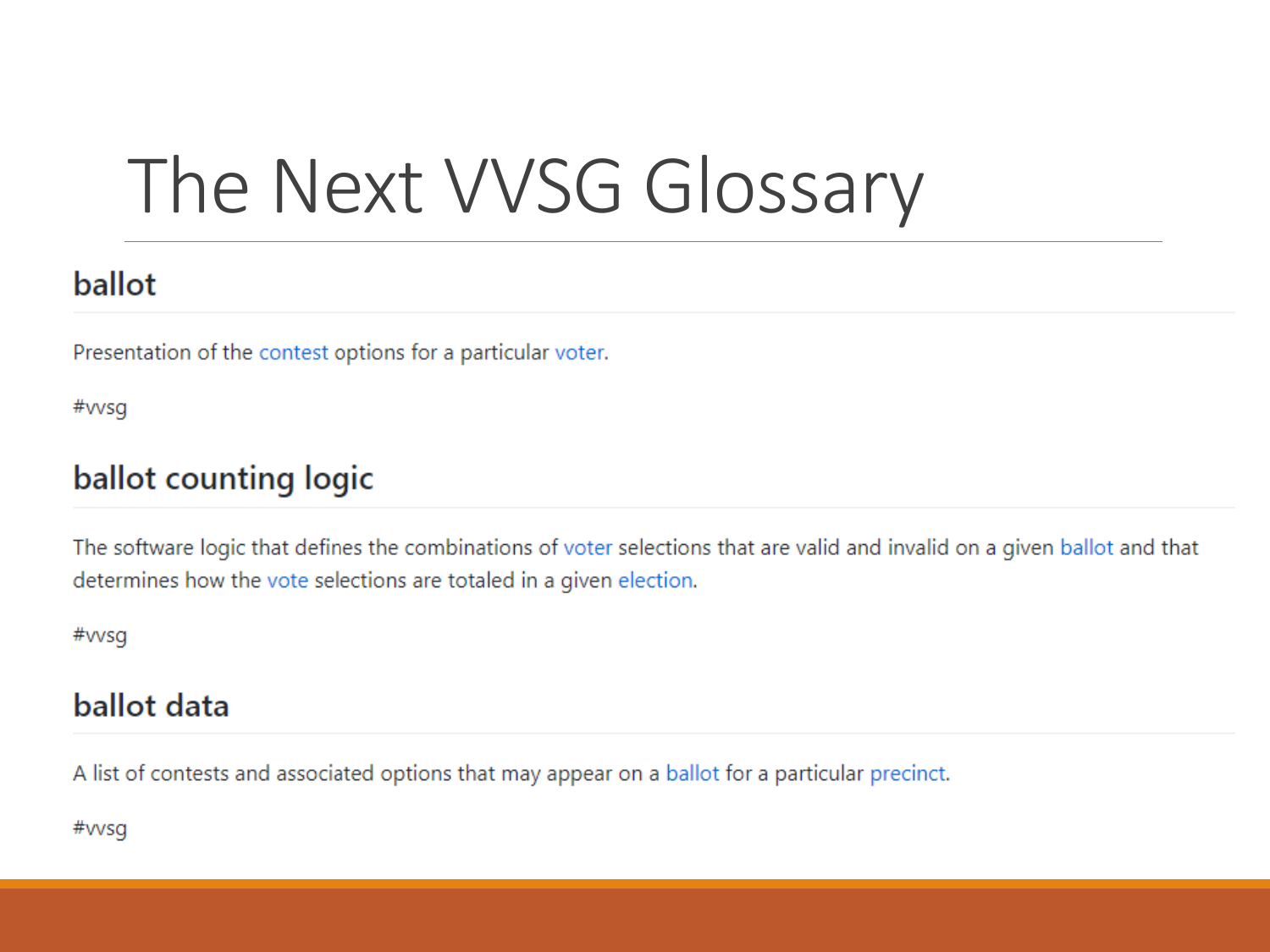# The Next VVSG Glossary

## ballot

Presentation of the contest options for a particular voter.

#vvsg

## ballot counting logic

The software logic that defines the combinations of voter selections that are valid and invalid on a given ballot and that determines how the vote selections are totaled in a given election.

#vvsg

## ballot data

A list of contests and associated options that may appear on a ballot for a particular precinct.

#vvsg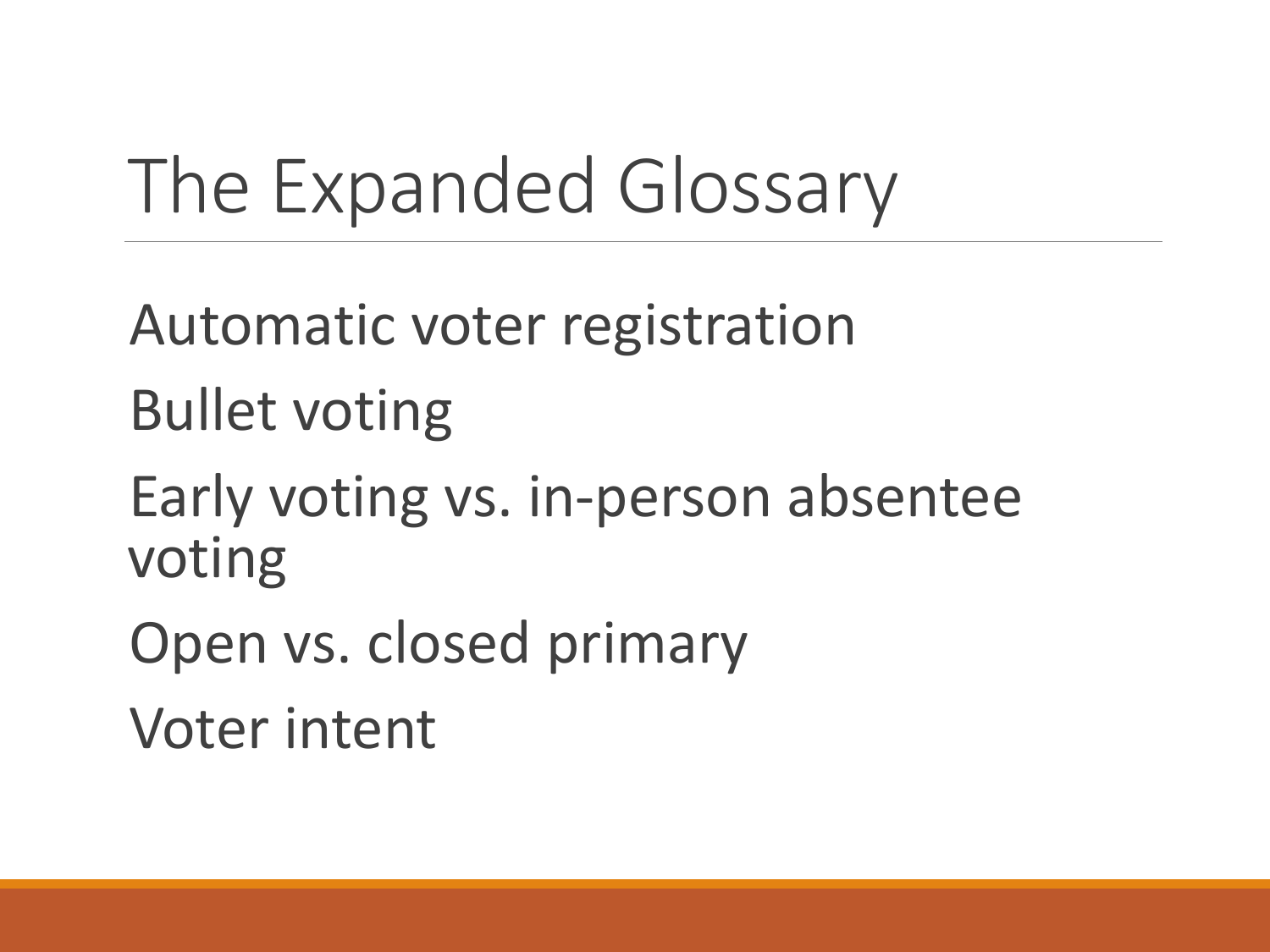# The Expanded Glossary

Automatic voter registration

Bullet voting

Early voting vs. in-person absentee voting

Open vs. closed primary

Voter intent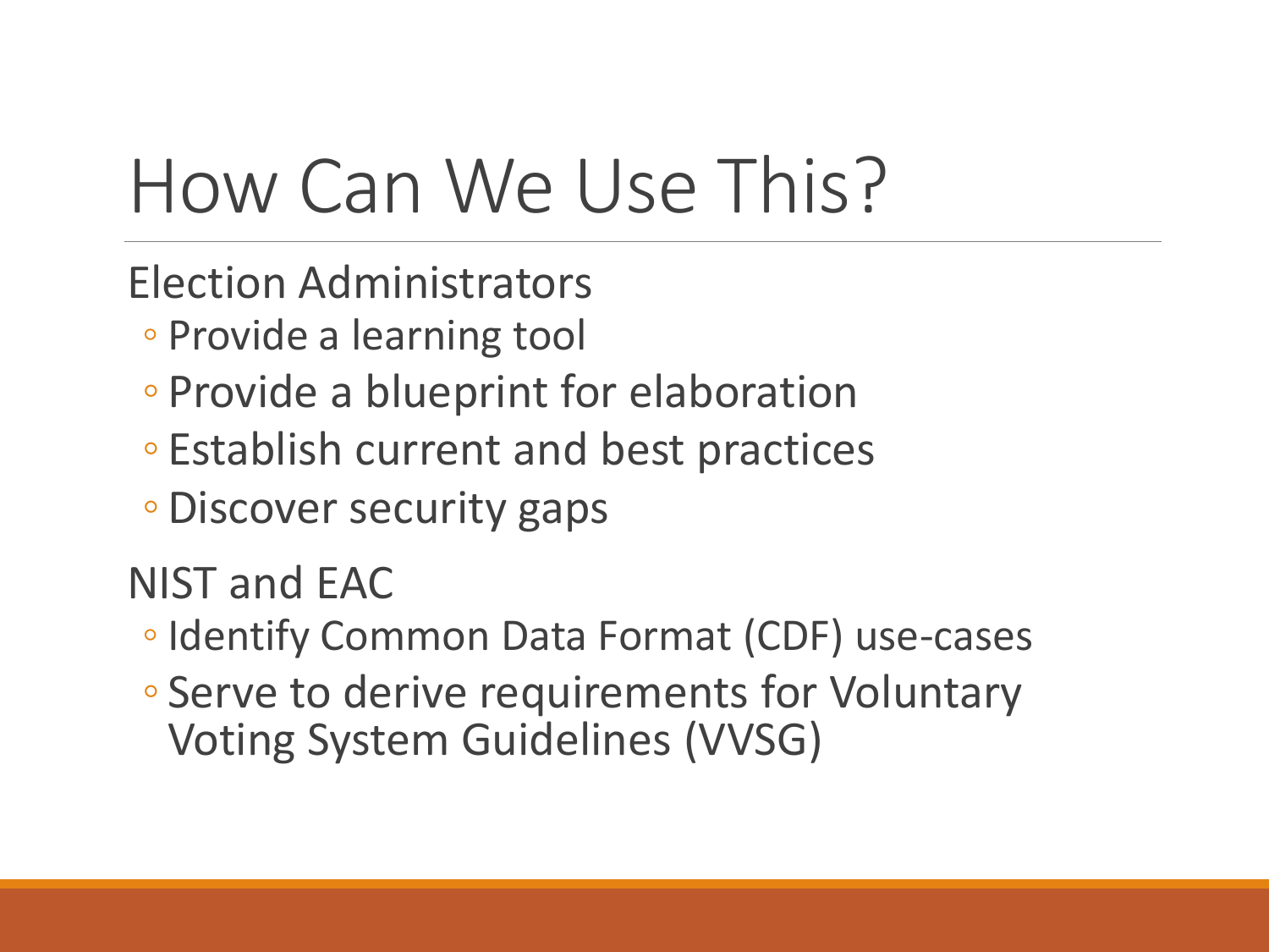# How Can We Use This?

Election Administrators

- Provide a learning tool
- Provide a blueprint for elaboration
- Establish current and best practices
- Discover security gaps

NIST and EAC

- Identify Common Data Format (CDF) use-cases
- Serve to derive requirements for Voluntary Voting System Guidelines (VVSG)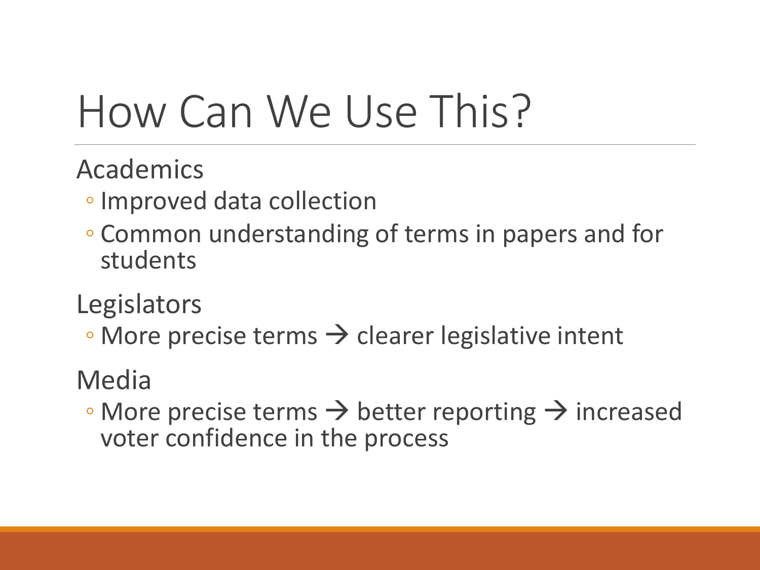# How Can We Use This?

Academics

- Improved data collection
- Common understanding of terms in papers and for students

Legislators

- More precise terms → clearer legislative intent

Media

- More precise terms → better reporting → increased voter confidence in the process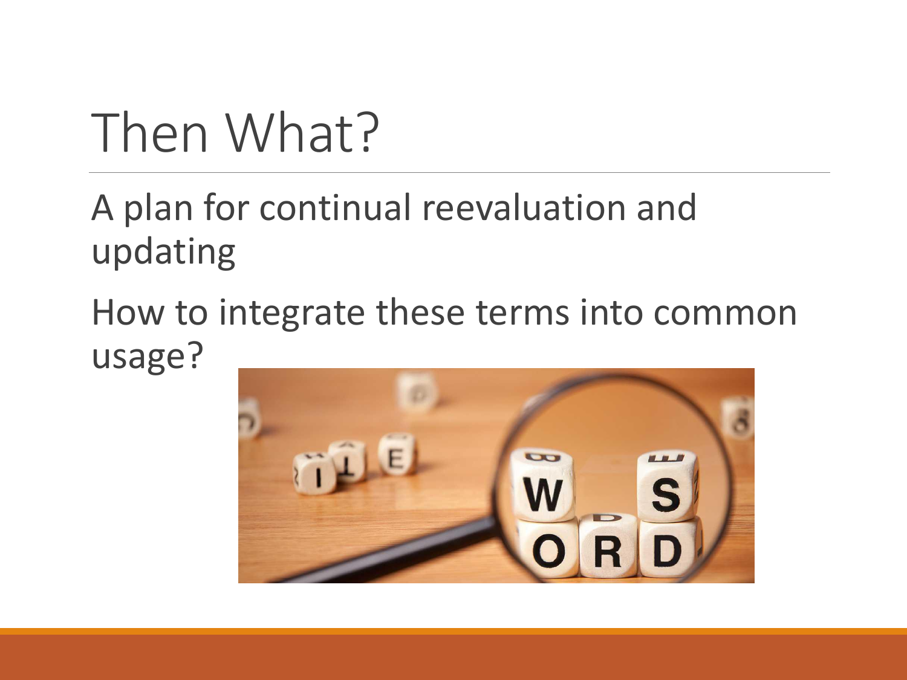# Then What?

A plan for continual reevaluation and updating

How to integrate these terms into common usage?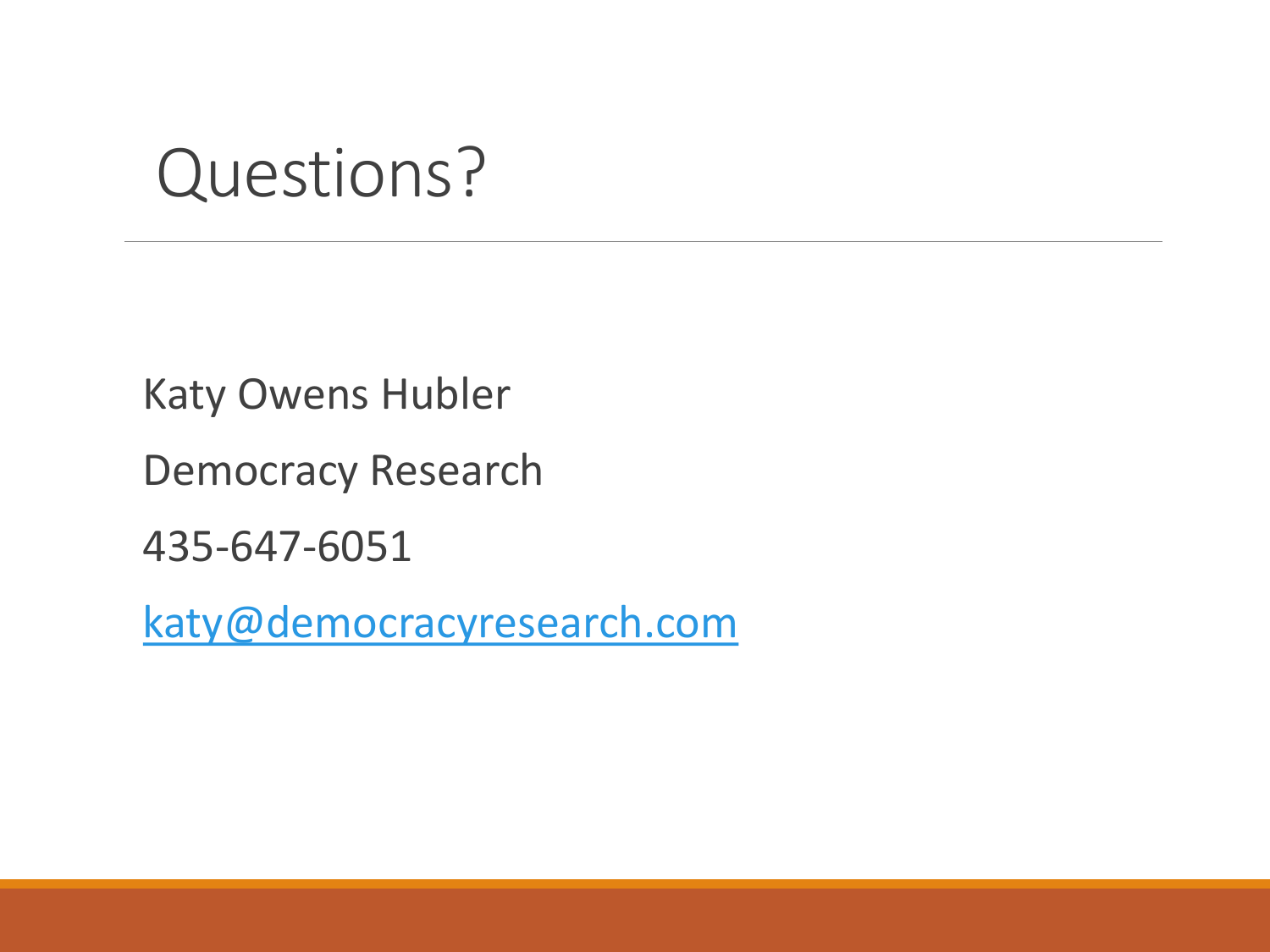# Questions?

Katy Owens Hubler

Democracy Research

435-647-6051

katy@democracyresearch.com